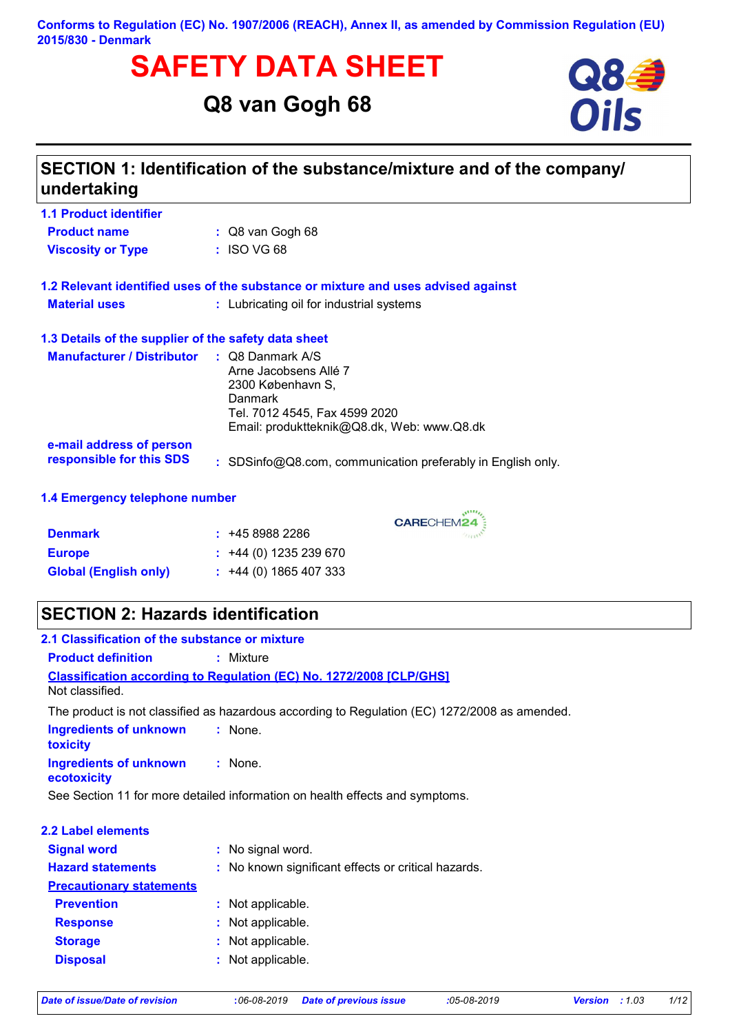**Conforms to Regulation (EC) No. 1907/2006 (REACH), Annex II, as amended by Commission Regulation (EU) 2015/830 - Denmark**

# SAFETY DATA SHEET

## Q8 van Gogh 68

## SECTION 1: Identification of the substance/mixture and of the company/undertaking

### 1.1 Product identifier

**Product name** : Q8 van Gogh 68

**Viscosity or Type** : ISO VG 68

### 1.2 Relevant identified uses of the substance or mixture and uses advised against

**Material uses** : Lubricating oil for industrial systems

### 1.3 Details of the supplier of the safety data sheet

**Manufacturer / Distributor** : Q8 Danmark A/S
Arne Jacobsens Allé 7
2300 København S,
Danmark
Tel. 7012 4545, Fax 4599 2020
Email: produktteknik@Q8.dk, Web: www.Q8.dk

**e-mail address of person responsible for this SDS** : SDSinfo@Q8.com, communication preferably in English only.

### 1.4 Emergency telephone number

CARECHEM24

**Denmark** : +45 8988 2286

**Europe** : +44 (0) 1235 239 670

**Global (English only)** : +44 (0) 1865 407 333

## SECTION 2: Hazards identification

### 2.1 Classification of the substance or mixture

**Product definition** : Mixture

**Classification according to Regulation (EC) No. 1272/2008 [CLP/GHS]**

Not classified.

The product is not classified as hazardous according to Regulation (EC) 1272/2008 as amended.

**Ingredients of unknown toxicity** : None.

**Ingredients of unknown ecotoxicity** : None.

See Section 11 for more detailed information on health effects and symptoms.

### 2.2 Label elements

**Signal word** : No signal word.

**Hazard statements** : No known significant effects or critical hazards.

**Precautionary statements**

**Prevention** : Not applicable.

**Response** : Not applicable.

**Storage** : Not applicable.

**Disposal** : Not applicable.

*Date of issue/Date of revision* : 06-08-2019 *Date of previous issue* : 05-08-2019 *Version* : 1.03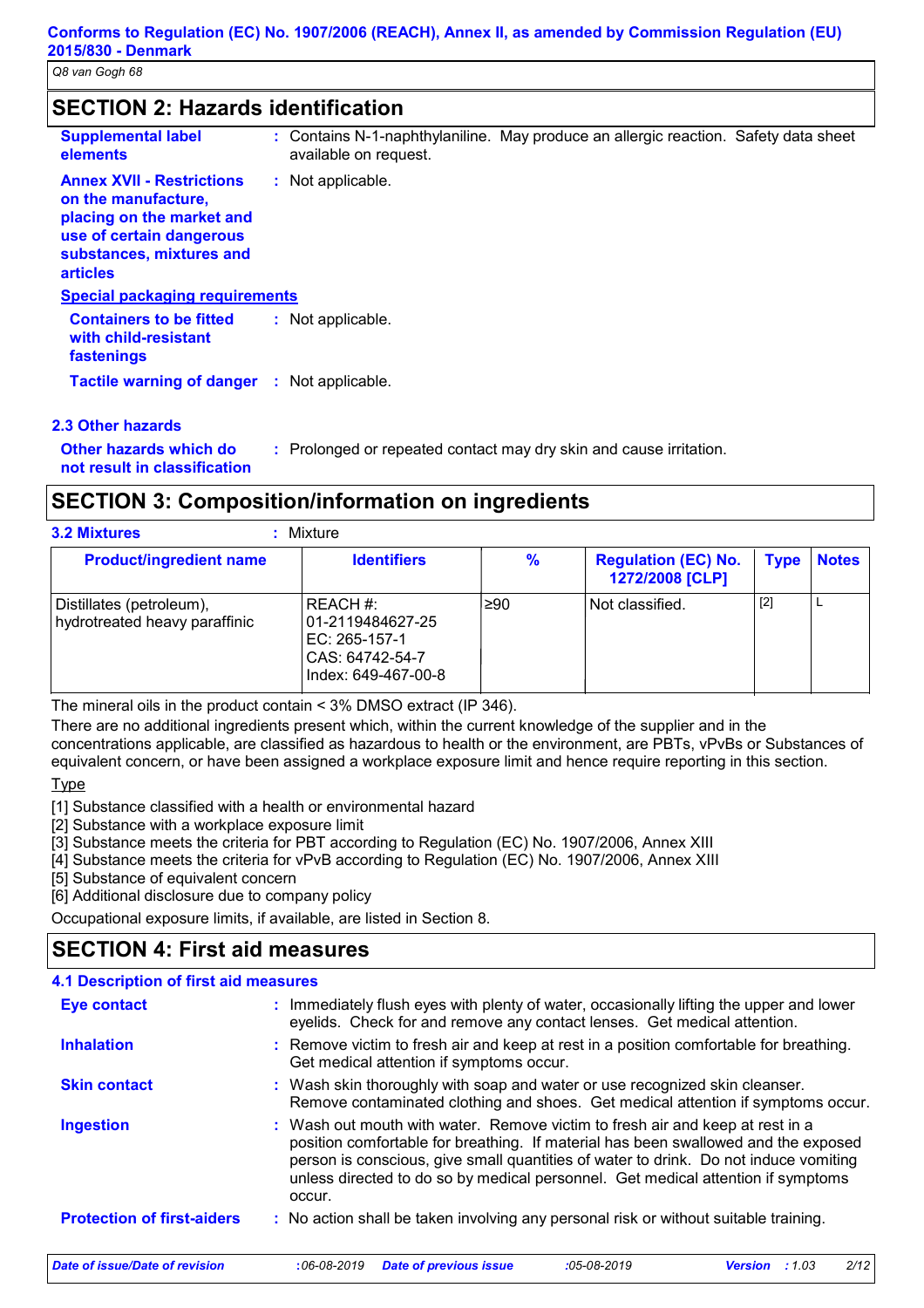## SECTION 2: Hazards identification

**Supplemental label elements** : Contains N-1-naphthylaniline. May produce an allergic reaction. Safety data sheet available on request.

**Annex XVII - Restrictions on the manufacture, placing on the market and use of certain dangerous substances, mixtures and articles** : Not applicable.

**Special packaging requirements**

**Containers to be fitted with child-resistant fastenings** : Not applicable.

**Tactile warning of danger** : Not applicable.

### 2.3 Other hazards

**Other hazards which do not result in classification** : Prolonged or repeated contact may dry skin and cause irritation.

## SECTION 3: Composition/information on ingredients

**3.2 Mixtures** : Mixture

| Product/ingredient name | Identifiers | % | Regulation (EC) No. 1272/2008 [CLP] | Type | Notes |
|---|---|---|---|---|---|
| Distillates (petroleum), hydrotreated heavy paraffinic | REACH #: 01-2119484627-25<br>EC: 265-157-1<br>CAS: 64742-54-7<br>Index: 649-467-00-8 | ≥90 | Not classified. | [2] | L |

The mineral oils in the product contain < 3% DMSO extract (IP 346).

There are no additional ingredients present which, within the current knowledge of the supplier and in the concentrations applicable, are classified as hazardous to health or the environment, are PBTs, vPvBs or Substances of equivalent concern, or have been assigned a workplace exposure limit and hence require reporting in this section.

Type

[1] Substance classified with a health or environmental hazard
[2] Substance with a workplace exposure limit
[3] Substance meets the criteria for PBT according to Regulation (EC) No. 1907/2006, Annex XIII
[4] Substance meets the criteria for vPvB according to Regulation (EC) No. 1907/2006, Annex XIII
[5] Substance of equivalent concern
[6] Additional disclosure due to company policy

Occupational exposure limits, if available, are listed in Section 8.

## SECTION 4: First aid measures

### 4.1 Description of first aid measures

**Eye contact** : Immediately flush eyes with plenty of water, occasionally lifting the upper and lower eyelids. Check for and remove any contact lenses. Get medical attention.

**Inhalation** : Remove victim to fresh air and keep at rest in a position comfortable for breathing. Get medical attention if symptoms occur.

**Skin contact** : Wash skin thoroughly with soap and water or use recognized skin cleanser. Remove contaminated clothing and shoes. Get medical attention if symptoms occur.

**Ingestion** : Wash out mouth with water. Remove victim to fresh air and keep at rest in a position comfortable for breathing. If material has been swallowed and the exposed person is conscious, give small quantities of water to drink. Do not induce vomiting unless directed to do so by medical personnel. Get medical attention if symptoms occur.

**Protection of first-aiders** : No action shall be taken involving any personal risk or without suitable training.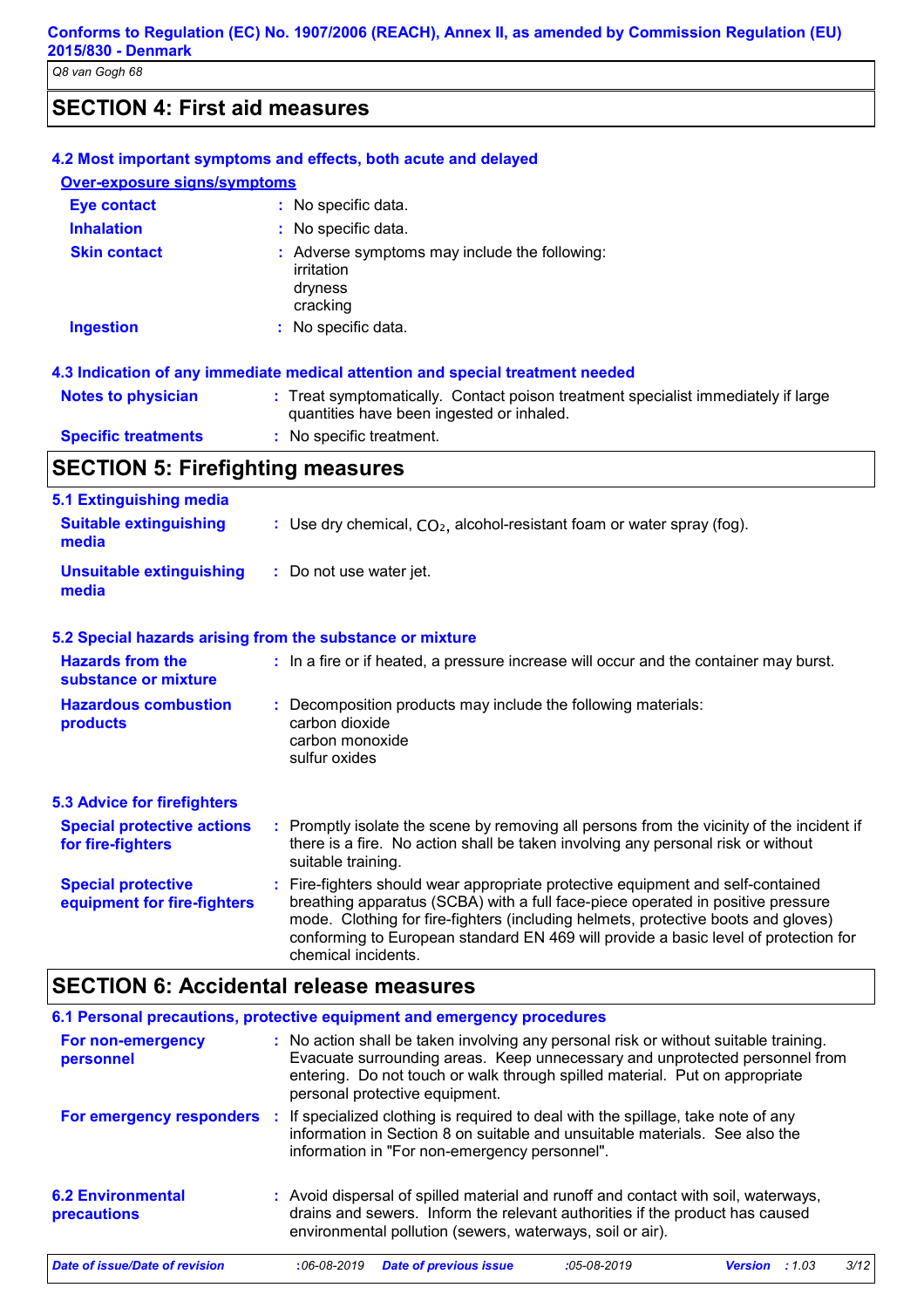## SECTION 4: First aid measures

### 4.2 Most important symptoms and effects, both acute and delayed

**Over-exposure signs/symptoms**

| | |
|---|---|
| **Eye contact** | : No specific data. |
| **Inhalation** | : No specific data. |
| **Skin contact** | : Adverse symptoms may include the following: irritation dryness cracking |
| **Ingestion** | : No specific data. |

### 4.3 Indication of any immediate medical attention and special treatment needed

| | |
|---|---|
| **Notes to physician** | : Treat symptomatically. Contact poison treatment specialist immediately if large quantities have been ingested or inhaled. |
| **Specific treatments** | : No specific treatment. |

## SECTION 5: Firefighting measures

### 5.1 Extinguishing media

| | |
|---|---|
| **Suitable extinguishing media** | : Use dry chemical, $CO_2$, alcohol-resistant foam or water spray (fog). |
| **Unsuitable extinguishing media** | : Do not use water jet. |

### 5.2 Special hazards arising from the substance or mixture

| | |
|---|---|
| **Hazards from the substance or mixture** | : In a fire or if heated, a pressure increase will occur and the container may burst. |
| **Hazardous combustion products** | : Decomposition products may include the following materials: carbon dioxide carbon monoxide sulfur oxides |

### 5.3 Advice for firefighters

| | |
|---|---|
| **Special protective actions for fire-fighters** | : Promptly isolate the scene by removing all persons from the vicinity of the incident if there is a fire. No action shall be taken involving any personal risk or without suitable training. |
| **Special protective equipment for fire-fighters** | : Fire-fighters should wear appropriate protective equipment and self-contained breathing apparatus (SCBA) with a full face-piece operated in positive pressure mode. Clothing for fire-fighters (including helmets, protective boots and gloves) conforming to European standard EN 469 will provide a basic level of protection for chemical incidents. |

## SECTION 6: Accidental release measures

### 6.1 Personal precautions, protective equipment and emergency procedures

| | |
|---|---|
| **For non-emergency personnel** | : No action shall be taken involving any personal risk or without suitable training. Evacuate surrounding areas. Keep unnecessary and unprotected personnel from entering. Do not touch or walk through spilled material. Put on appropriate personal protective equipment. |
| **For emergency responders** | : If specialized clothing is required to deal with the spillage, take note of any information in Section 8 on suitable and unsuitable materials. See also the information in "For non-emergency personnel". |

| | |
|---|---|
| **6.2 Environmental precautions** | : Avoid dispersal of spilled material and runoff and contact with soil, waterways, drains and sewers. Inform the relevant authorities if the product has caused environmental pollution (sewers, waterways, soil or air). |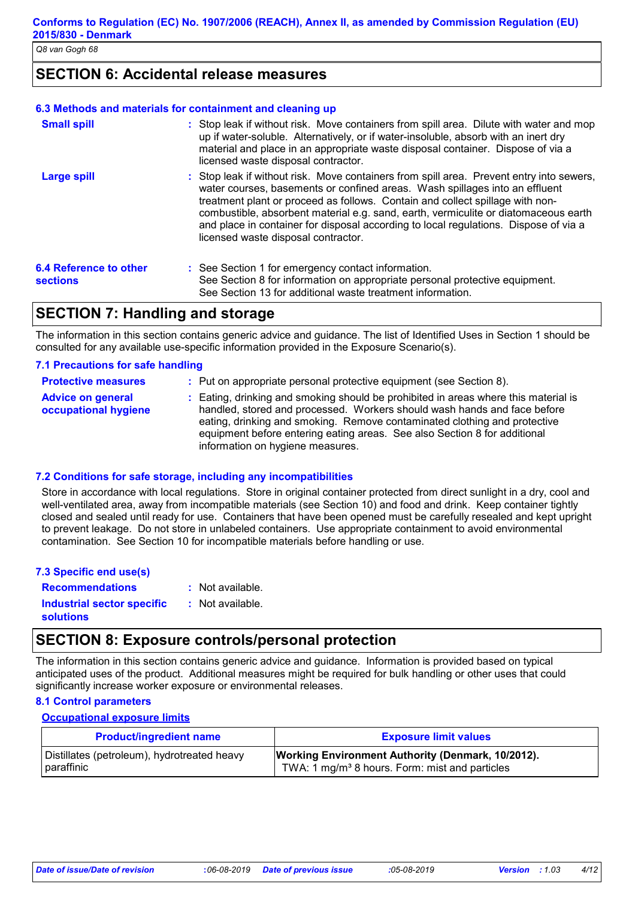## SECTION 6: Accidental release measures

### 6.3 Methods and materials for containment and cleaning up

**Small spill** : Stop leak if without risk. Move containers from spill area. Dilute with water and mop up if water-soluble. Alternatively, or if water-insoluble, absorb with an inert dry material and place in an appropriate waste disposal container. Dispose of via a licensed waste disposal contractor.

**Large spill** : Stop leak if without risk. Move containers from spill area. Prevent entry into sewers, water courses, basements or confined areas. Wash spillages into an effluent treatment plant or proceed as follows. Contain and collect spillage with non-combustible, absorbent material e.g. sand, earth, vermiculite or diatomaceous earth and place in container for disposal according to local regulations. Dispose of via a licensed waste disposal contractor.

**6.4 Reference to other sections** : See Section 1 for emergency contact information.
See Section 8 for information on appropriate personal protective equipment.
See Section 13 for additional waste treatment information.

## SECTION 7: Handling and storage

The information in this section contains generic advice and guidance. The list of Identified Uses in Section 1 should be consulted for any available use-specific information provided in the Exposure Scenario(s).

### 7.1 Precautions for safe handling

**Protective measures** : Put on appropriate personal protective equipment (see Section 8).

**Advice on general occupational hygiene** : Eating, drinking and smoking should be prohibited in areas where this material is handled, stored and processed. Workers should wash hands and face before eating, drinking and smoking. Remove contaminated clothing and protective equipment before entering eating areas. See also Section 8 for additional information on hygiene measures.

### 7.2 Conditions for safe storage, including any incompatibilities

Store in accordance with local regulations. Store in original container protected from direct sunlight in a dry, cool and well-ventilated area, away from incompatible materials (see Section 10) and food and drink. Keep container tightly closed and sealed until ready for use. Containers that have been opened must be carefully resealed and kept upright to prevent leakage. Do not store in unlabeled containers. Use appropriate containment to avoid environmental contamination. See Section 10 for incompatible materials before handling or use.

### 7.3 Specific end use(s)

**Recommendations** : Not available.

**Industrial sector specific solutions** : Not available.

## SECTION 8: Exposure controls/personal protection

The information in this section contains generic advice and guidance. Information is provided based on typical anticipated uses of the product. Additional measures might be required for bulk handling or other uses that could significantly increase worker exposure or environmental releases.

### 8.1 Control parameters

**Occupational exposure limits**

| Product/ingredient name | Exposure limit values |
|---|---|
| Distillates (petroleum), hydrotreated heavy paraffinic | **Working Environment Authority (Denmark, 10/2012).** TWA: 1 mg/m³ 8 hours. Form: mist and particles |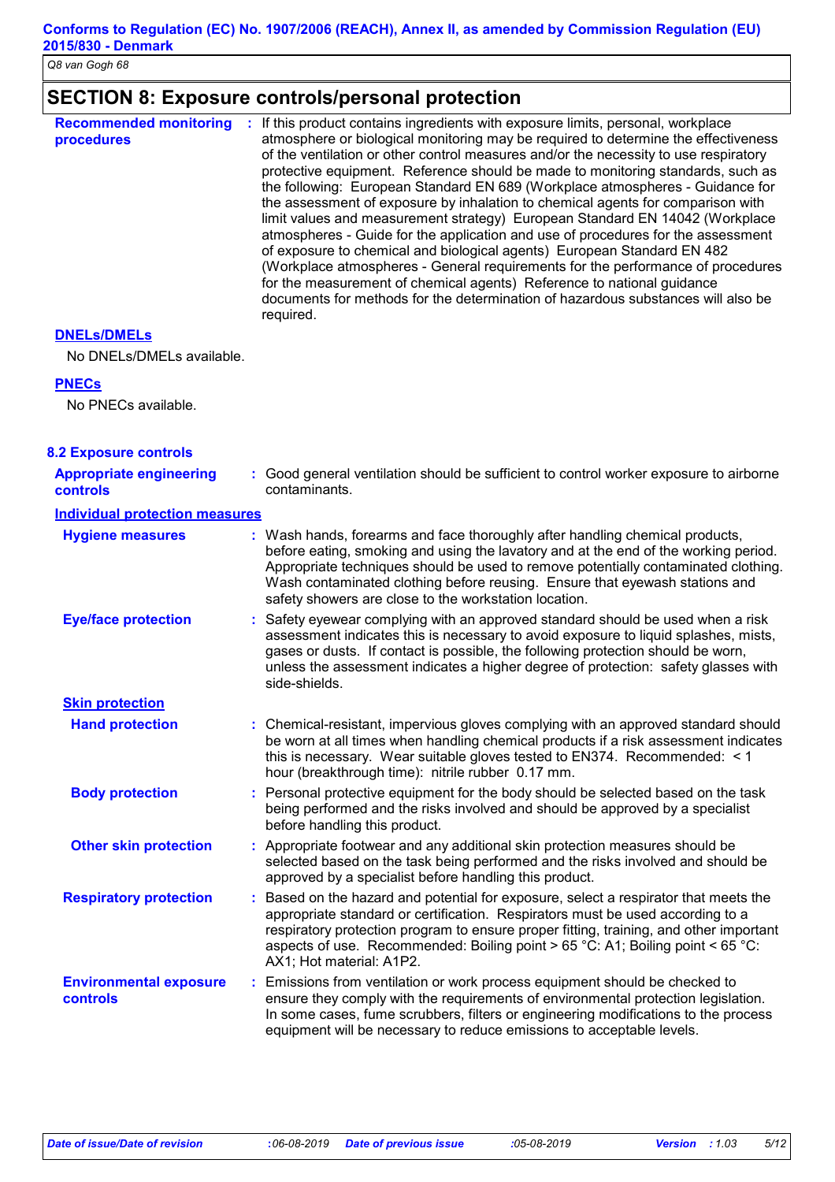## SECTION 8: Exposure controls/personal protection

**Recommended monitoring procedures** : If this product contains ingredients with exposure limits, personal, workplace atmosphere or biological monitoring may be required to determine the effectiveness of the ventilation or other control measures and/or the necessity to use respiratory protective equipment. Reference should be made to monitoring standards, such as the following: European Standard EN 689 (Workplace atmospheres - Guidance for the assessment of exposure by inhalation to chemical agents for comparison with limit values and measurement strategy) European Standard EN 14042 (Workplace atmospheres - Guide for the application and use of procedures for the assessment of exposure to chemical and biological agents) European Standard EN 482 (Workplace atmospheres - General requirements for the performance of procedures for the measurement of chemical agents) Reference to national guidance documents for methods for the determination of hazardous substances will also be required.

**DNELs/DMELs**

No DNELs/DMELs available.

**PNECs**

No PNECs available.

### 8.2 Exposure controls

**Appropriate engineering controls** : Good general ventilation should be sufficient to control worker exposure to airborne contaminants.

**Individual protection measures**

**Hygiene measures** : Wash hands, forearms and face thoroughly after handling chemical products, before eating, smoking and using the lavatory and at the end of the working period. Appropriate techniques should be used to remove potentially contaminated clothing. Wash contaminated clothing before reusing. Ensure that eyewash stations and safety showers are close to the workstation location.

**Eye/face protection** : Safety eyewear complying with an approved standard should be used when a risk assessment indicates this is necessary to avoid exposure to liquid splashes, mists, gases or dusts. If contact is possible, the following protection should be worn, unless the assessment indicates a higher degree of protection: safety glasses with side-shields.

**Skin protection**

**Hand protection** : Chemical-resistant, impervious gloves complying with an approved standard should be worn at all times when handling chemical products if a risk assessment indicates this is necessary. Wear suitable gloves tested to EN374. Recommended: < 1 hour (breakthrough time): nitrile rubber 0.17 mm.

**Body protection** : Personal protective equipment for the body should be selected based on the task being performed and the risks involved and should be approved by a specialist before handling this product.

**Other skin protection** : Appropriate footwear and any additional skin protection measures should be selected based on the task being performed and the risks involved and should be approved by a specialist before handling this product.

**Respiratory protection** : Based on the hazard and potential for exposure, select a respirator that meets the appropriate standard or certification. Respirators must be used according to a respiratory protection program to ensure proper fitting, training, and other important aspects of use. Recommended: Boiling point > 65 °C: A1; Boiling point < 65 °C: AX1; Hot material: A1P2.

**Environmental exposure controls** : Emissions from ventilation or work process equipment should be checked to ensure they comply with the requirements of environmental protection legislation. In some cases, fume scrubbers, filters or engineering modifications to the process equipment will be necessary to reduce emissions to acceptable levels.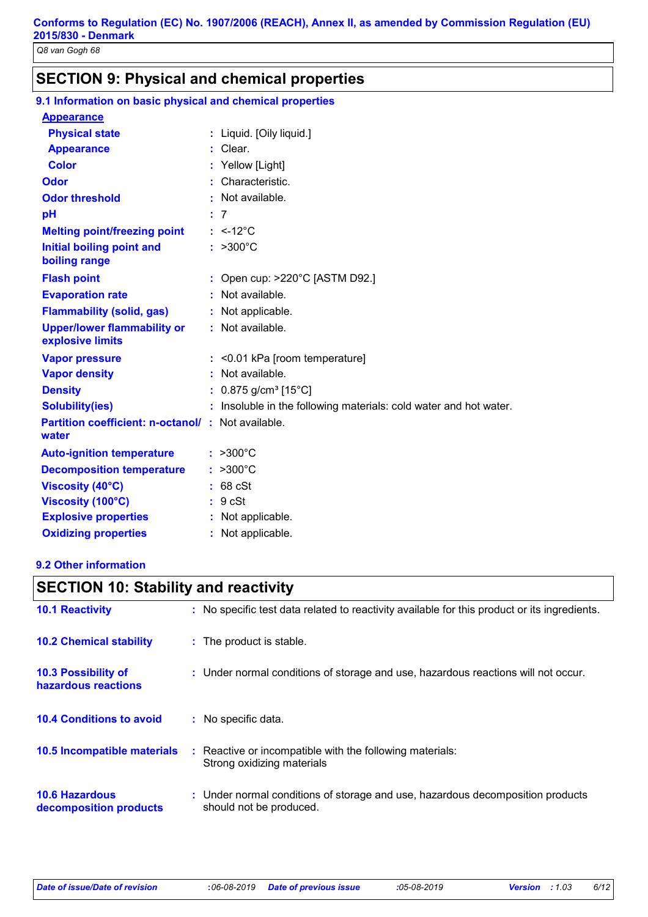## SECTION 9: Physical and chemical properties

### 9.1 Information on basic physical and chemical properties

**Appearance**

| | |
|---|---|
| **Physical state** | Liquid. [Oily liquid.] |
| **Appearance** | Clear. |
| **Color** | Yellow [Light] |
| **Odor** | Characteristic. |
| **Odor threshold** | Not available. |
| **pH** | 7 |
| **Melting point/freezing point** | <-12°C |
| **Initial boiling point and boiling range** | >300°C |
| **Flash point** | Open cup: >220°C [ASTM D92.] |
| **Evaporation rate** | Not available. |
| **Flammability (solid, gas)** | Not applicable. |
| **Upper/lower flammability or explosive limits** | Not available. |
| **Vapor pressure** | <0.01 kPa [room temperature] |
| **Vapor density** | Not available. |
| **Density** | 0.875 g/cm³ [15°C] |
| **Solubility(ies)** | Insoluble in the following materials: cold water and hot water. |
| **Partition coefficient: n-octanol/ water** | Not available. |
| **Auto-ignition temperature** | >300°C |
| **Decomposition temperature** | >300°C |
| **Viscosity (40°C)** | 68 cSt |
| **Viscosity (100°C)** | 9 cSt |
| **Explosive properties** | Not applicable. |
| **Oxidizing properties** | Not applicable. |

### 9.2 Other information

## SECTION 10: Stability and reactivity

| | |
|---|---|
| **10.1 Reactivity** | No specific test data related to reactivity available for this product or its ingredients. |
| **10.2 Chemical stability** | The product is stable. |
| **10.3 Possibility of hazardous reactions** | Under normal conditions of storage and use, hazardous reactions will not occur. |
| **10.4 Conditions to avoid** | No specific data. |
| **10.5 Incompatible materials** | Reactive or incompatible with the following materials: Strong oxidizing materials |
| **10.6 Hazardous decomposition products** | Under normal conditions of storage and use, hazardous decomposition products should not be produced. |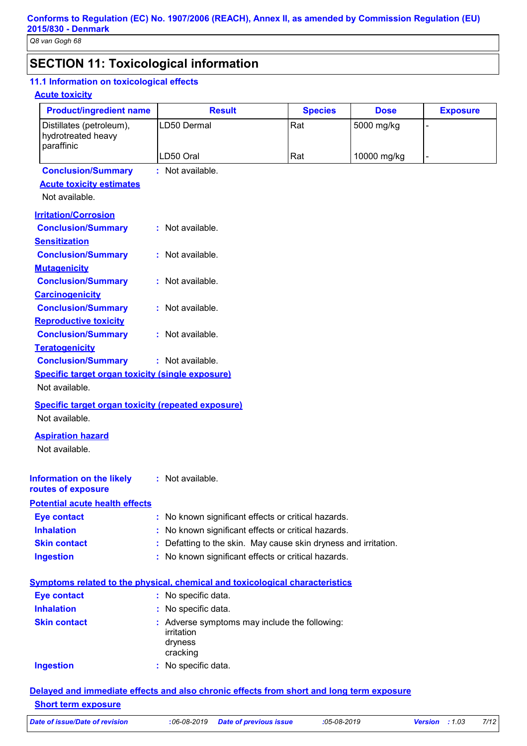## SECTION 11: Toxicological information

### 11.1 Information on toxicological effects

**Acute toxicity**

| Product/ingredient name | Result | Species | Dose | Exposure |
|---|---|---|---|---|
| Distillates (petroleum), hydrotreated heavy paraffinic | LD50 Dermal | Rat | 5000 mg/kg | - |
| | LD50 Oral | Rat | 10000 mg/kg | - |

**Conclusion/Summary** : Not available.

**Acute toxicity estimates**

Not available.

**Irritation/Corrosion**

**Conclusion/Summary** : Not available.

**Sensitization**

**Conclusion/Summary** : Not available.

**Mutagenicity**

**Conclusion/Summary** : Not available.

**Carcinogenicity**

**Conclusion/Summary** : Not available.

**Reproductive toxicity**

**Conclusion/Summary** : Not available.

**Teratogenicity**

**Conclusion/Summary** : Not available.

**Specific target organ toxicity (single exposure)**

Not available.

**Specific target organ toxicity (repeated exposure)**

Not available.

**Aspiration hazard**

Not available.

**Information on the likely routes of exposure** : Not available.

**Potential acute health effects**

**Eye contact** : No known significant effects or critical hazards.

**Inhalation** : No known significant effects or critical hazards.

**Skin contact** : Defatting to the skin. May cause skin dryness and irritation.

**Ingestion** : No known significant effects or critical hazards.

**Symptoms related to the physical, chemical and toxicological characteristics**

**Eye contact** : No specific data.

**Inhalation** : No specific data.

**Skin contact** : Adverse symptoms may include the following:
irritation
dryness
cracking

**Ingestion** : No specific data.

**Delayed and immediate effects and also chronic effects from short and long term exposure**

**Short term exposure**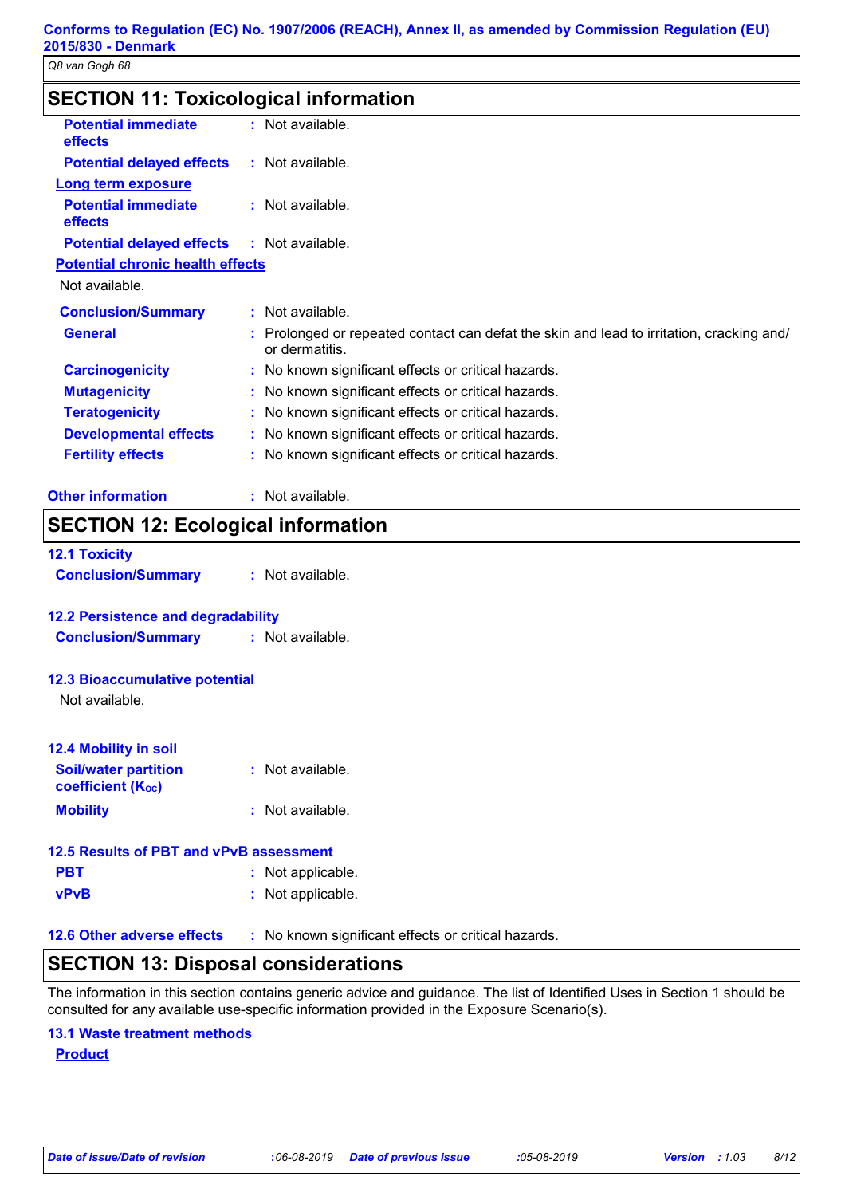## SECTION 11: Toxicological information

**Potential immediate effects** : Not available.

**Potential delayed effects** : Not available.

**Long term exposure**

**Potential immediate effects** : Not available.

**Potential delayed effects** : Not available.

**Potential chronic health effects**

Not available.

**Conclusion/Summary** : Not available.

**General** : Prolonged or repeated contact can defat the skin and lead to irritation, cracking and/ or dermatitis.

**Carcinogenicity** : No known significant effects or critical hazards.

**Mutagenicity** : No known significant effects or critical hazards.

**Teratogenicity** : No known significant effects or critical hazards.

**Developmental effects** : No known significant effects or critical hazards.

**Fertility effects** : No known significant effects or critical hazards.

**Other information** : Not available.

## SECTION 12: Ecological information

### 12.1 Toxicity

**Conclusion/Summary** : Not available.

### 12.2 Persistence and degradability

**Conclusion/Summary** : Not available.

### 12.3 Bioaccumulative potential

Not available.

### 12.4 Mobility in soil

**Soil/water partition coefficient ($K_{OC}$)** : Not available.

**Mobility** : Not available.

### 12.5 Results of PBT and vPvB assessment

**PBT** : Not applicable.

**vPvB** : Not applicable.

### 12.6 Other adverse effects : No known significant effects or critical hazards.

## SECTION 13: Disposal considerations

The information in this section contains generic advice and guidance. The list of Identified Uses in Section 1 should be consulted for any available use-specific information provided in the Exposure Scenario(s).

### 13.1 Waste treatment methods

**Product**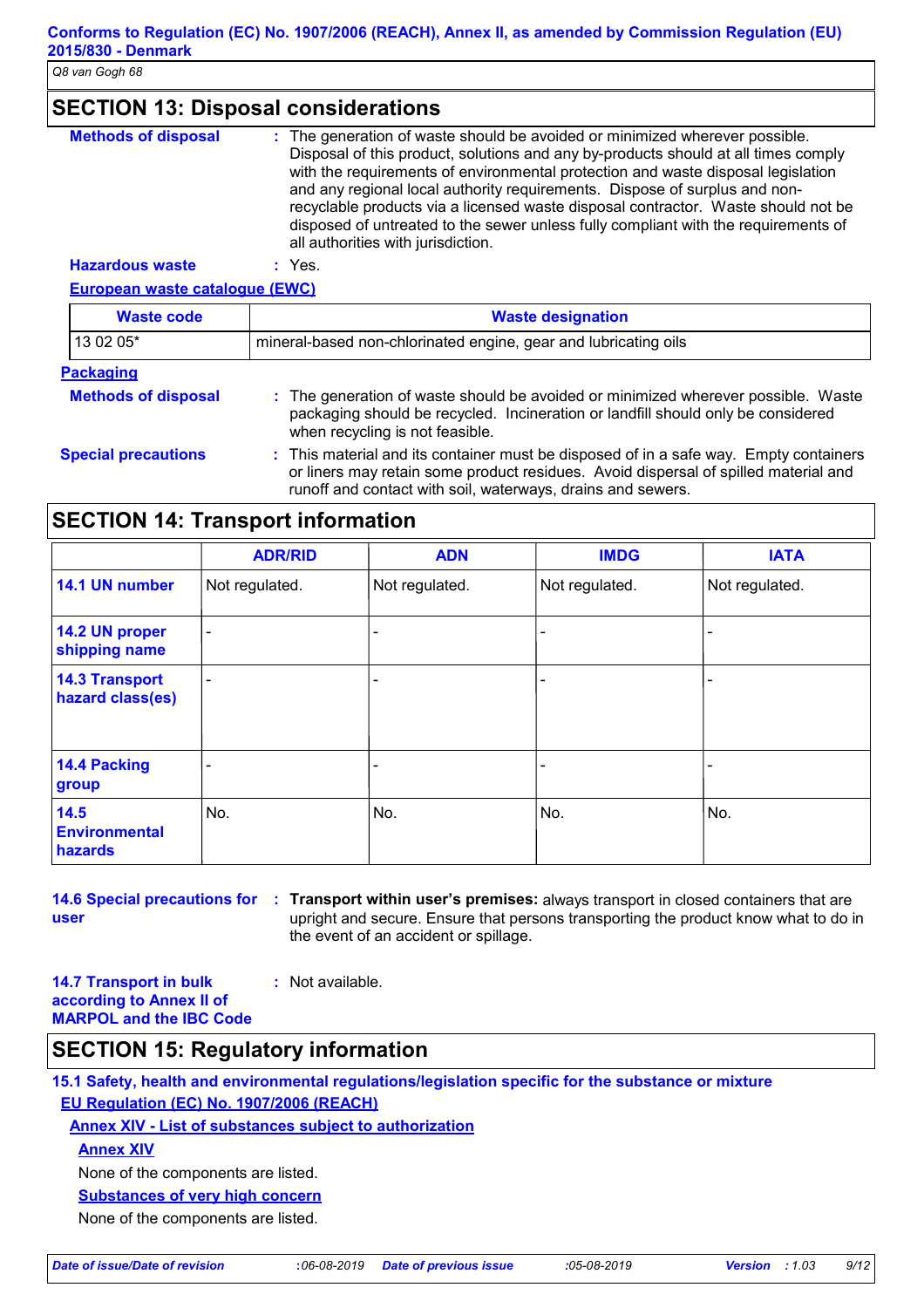## SECTION 13: Disposal considerations

**Methods of disposal** : The generation of waste should be avoided or minimized wherever possible. Disposal of this product, solutions and any by-products should at all times comply with the requirements of environmental protection and waste disposal legislation and any regional local authority requirements. Dispose of surplus and non-recyclable products via a licensed waste disposal contractor. Waste should not be disposed of untreated to the sewer unless fully compliant with the requirements of all authorities with jurisdiction.

**Hazardous waste** : Yes.

**European waste catalogue (EWC)**

| Waste code | Waste designation |
|---|---|
| 13 02 05* | mineral-based non-chlorinated engine, gear and lubricating oils |

**Packaging**

**Methods of disposal** : The generation of waste should be avoided or minimized wherever possible. Waste packaging should be recycled. Incineration or landfill should only be considered when recycling is not feasible.

**Special precautions** : This material and its container must be disposed of in a safe way. Empty containers or liners may retain some product residues. Avoid dispersal of spilled material and runoff and contact with soil, waterways, drains and sewers.

## SECTION 14: Transport information

| | ADR/RID | ADN | IMDG | IATA |
|---|---|---|---|---|
| **14.1 UN number** | Not regulated. | Not regulated. | Not regulated. | Not regulated. |
| **14.2 UN proper shipping name** | - | - | - | - |
| **14.3 Transport hazard class(es)** | - | - | - | - |
| **14.4 Packing group** | - | - | - | - |
| **14.5 Environmental hazards** | No. | No. | No. | No. |

**14.6 Special precautions for user** : **Transport within user's premises:** always transport in closed containers that are upright and secure. Ensure that persons transporting the product know what to do in the event of an accident or spillage.

**14.7 Transport in bulk according to Annex II of MARPOL and the IBC Code** : Not available.

## SECTION 15: Regulatory information

**15.1 Safety, health and environmental regulations/legislation specific for the substance or mixture**

**EU Regulation (EC) No. 1907/2006 (REACH)**

**Annex XIV - List of substances subject to authorization**

**Annex XIV**

None of the components are listed.

**Substances of very high concern**

None of the components are listed.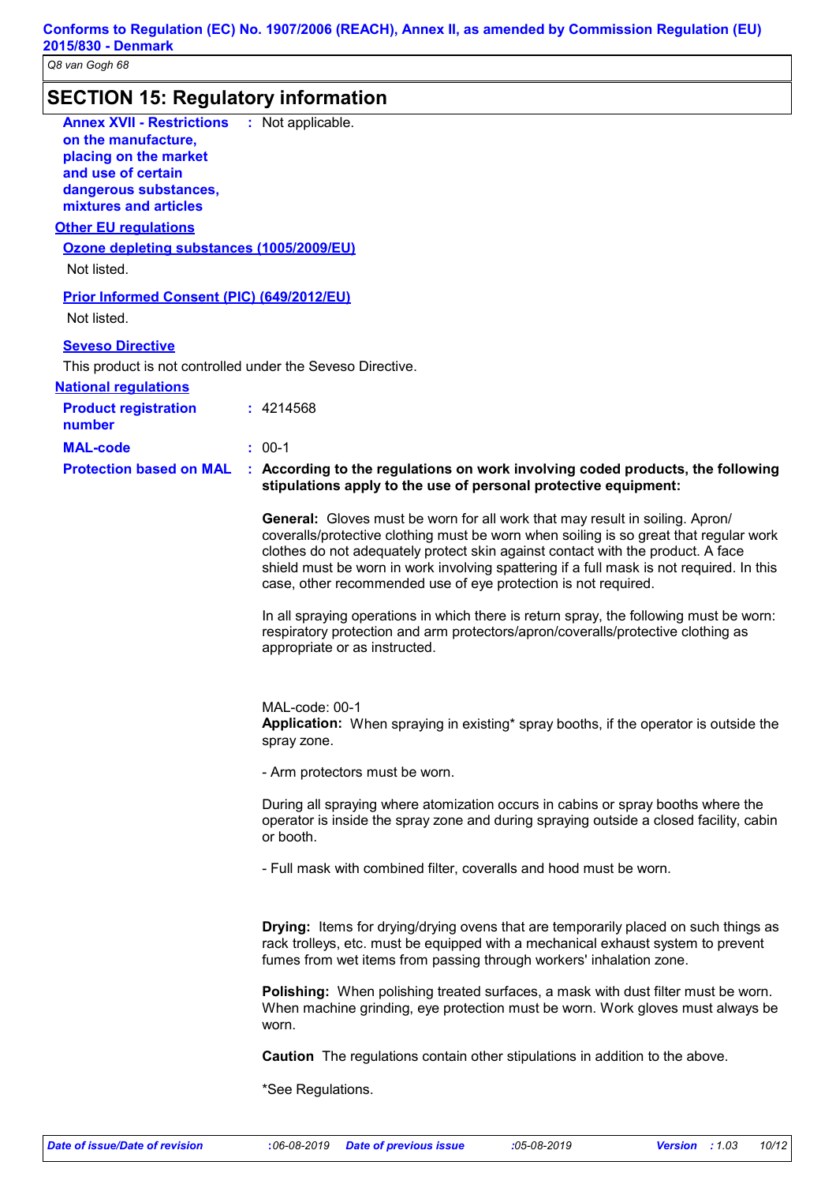## SECTION 15: Regulatory information

**Annex XVII - Restrictions on the manufacture, placing on the market and use of certain dangerous substances, mixtures and articles** : Not applicable.

### Other EU regulations

**Ozone depleting substances (1005/2009/EU)**

Not listed.

**Prior Informed Consent (PIC) (649/2012/EU)**

Not listed.

**Seveso Directive**

This product is not controlled under the Seveso Directive.

### National regulations

**Product registration number** : 4214568

**MAL-code** : 00-1

**Protection based on MAL** : **According to the regulations on work involving coded products, the following stipulations apply to the use of personal protective equipment:**

**General:** Gloves must be worn for all work that may result in soiling. Apron/ coveralls/protective clothing must be worn when soiling is so great that regular work clothes do not adequately protect skin against contact with the product. A face shield must be worn in work involving spattering if a full mask is not required. In this case, other recommended use of eye protection is not required.

In all spraying operations in which there is return spray, the following must be worn: respiratory protection and arm protectors/apron/coveralls/protective clothing as appropriate or as instructed.

MAL-code: 00-1
**Application:** When spraying in existing* spray booths, if the operator is outside the spray zone.

- Arm protectors must be worn.

During all spraying where atomization occurs in cabins or spray booths where the operator is inside the spray zone and during spraying outside a closed facility, cabin or booth.

- Full mask with combined filter, coveralls and hood must be worn.

**Drying:** Items for drying/drying ovens that are temporarily placed on such things as rack trolleys, etc. must be equipped with a mechanical exhaust system to prevent fumes from wet items from passing through workers' inhalation zone.

**Polishing:** When polishing treated surfaces, a mask with dust filter must be worn. When machine grinding, eye protection must be worn. Work gloves must always be worn.

**Caution** The regulations contain other stipulations in addition to the above.

*See Regulations.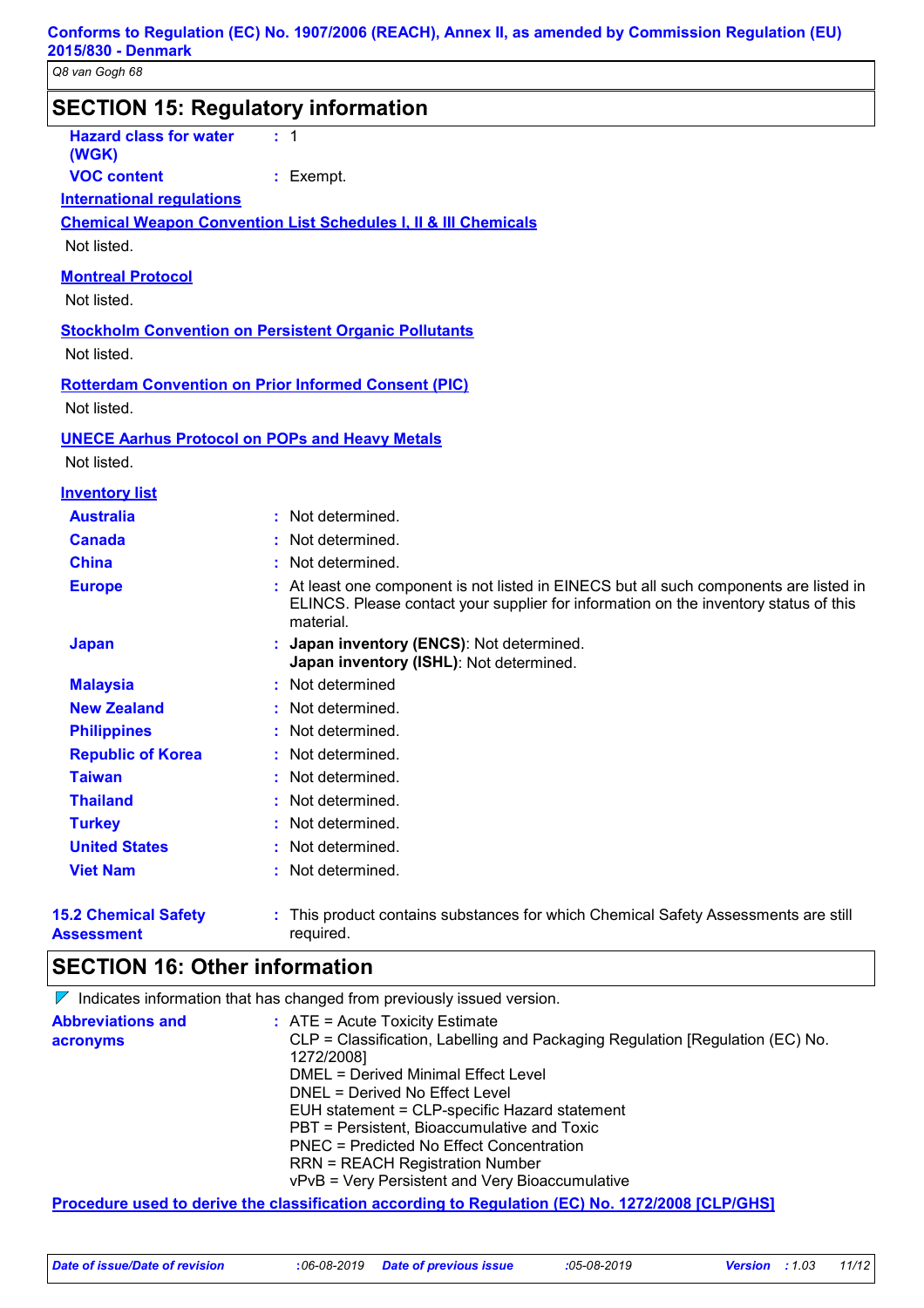## SECTION 15: Regulatory information

**Hazard class for water (WGK)** : 1

**VOC content** : Exempt.

**International regulations**

**Chemical Weapon Convention List Schedules I, II & III Chemicals**

Not listed.

**Montreal Protocol**

Not listed.

**Stockholm Convention on Persistent Organic Pollutants**

Not listed.

**Rotterdam Convention on Prior Informed Consent (PIC)**

Not listed.

**UNECE Aarhus Protocol on POPs and Heavy Metals**

Not listed.

**Inventory list**

| | |
|---|---|
| **Australia** | : Not determined. |
| **Canada** | : Not determined. |
| **China** | : Not determined. |
| **Europe** | : At least one component is not listed in EINECS but all such components are listed in ELINCS. Please contact your supplier for information on the inventory status of this material. |
| **Japan** | : **Japan inventory (ENCS)**: Not determined. **Japan inventory (ISHL)**: Not determined. |
| **Malaysia** | : Not determined |
| **New Zealand** | : Not determined. |
| **Philippines** | : Not determined. |
| **Republic of Korea** | : Not determined. |
| **Taiwan** | : Not determined. |
| **Thailand** | : Not determined. |
| **Turkey** | : Not determined. |
| **United States** | : Not determined. |
| **Viet Nam** | : Not determined. |

**15.2 Chemical Safety Assessment** : This product contains substances for which Chemical Safety Assessments are still required.

## SECTION 16: Other information

◤ Indicates information that has changed from previously issued version.

**Abbreviations and acronyms** : ATE = Acute Toxicity Estimate
CLP = Classification, Labelling and Packaging Regulation [Regulation (EC) No. 1272/2008]
DMEL = Derived Minimal Effect Level
DNEL = Derived No Effect Level
EUH statement = CLP-specific Hazard statement
PBT = Persistent, Bioaccumulative and Toxic
PNEC = Predicted No Effect Concentration
RRN = REACH Registration Number
vPvB = Very Persistent and Very Bioaccumulative

**Procedure used to derive the classification according to Regulation (EC) No. 1272/2008 [CLP/GHS]**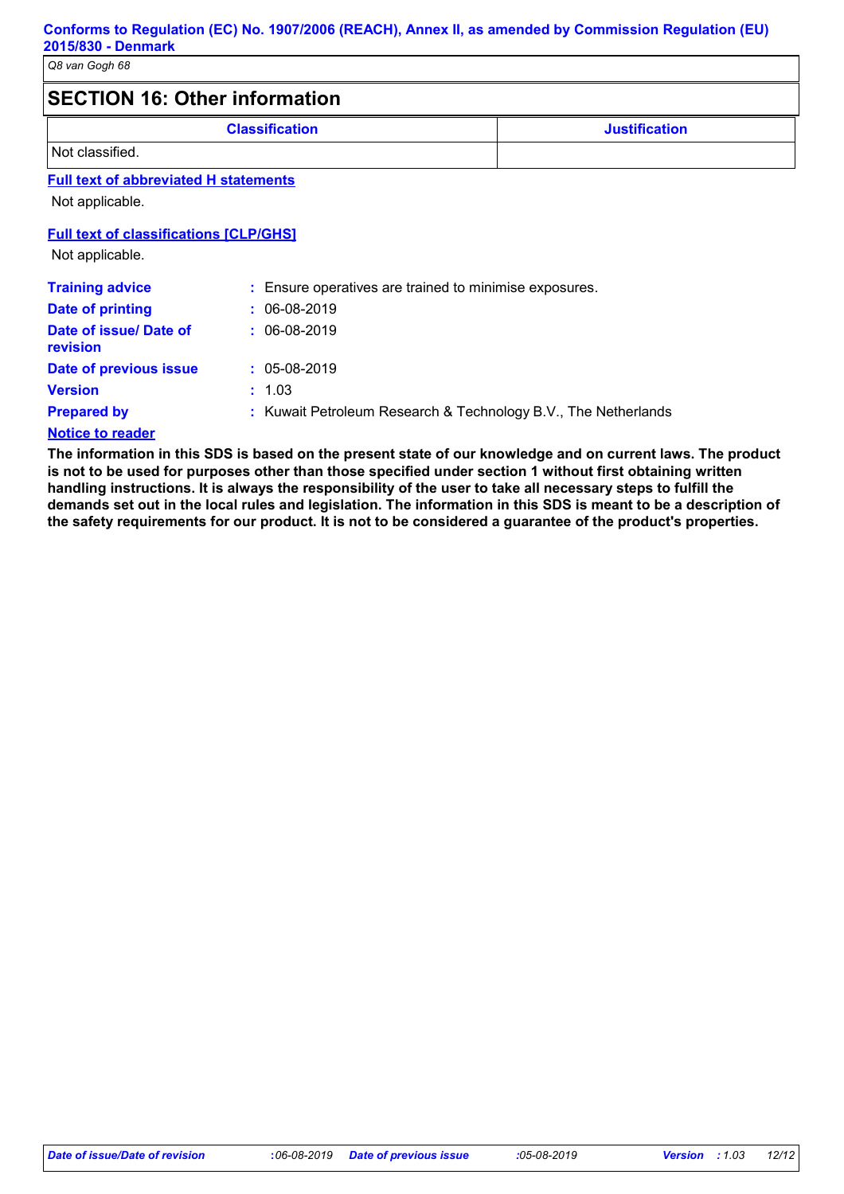## SECTION 16: Other information

| Classification | Justification |
|---|---|
| Not classified. | |

**Full text of abbreviated H statements**

Not applicable.

**Full text of classifications [CLP/GHS]**

Not applicable.

| | |
|---|---|
| **Training advice** | : Ensure operatives are trained to minimise exposures. |
| **Date of printing** | : 06-08-2019 |
| **Date of issue/ Date of revision** | : 06-08-2019 |
| **Date of previous issue** | : 05-08-2019 |
| **Version** | : 1.03 |
| **Prepared by** | : Kuwait Petroleum Research & Technology B.V., The Netherlands |

**Notice to reader**

**The information in this SDS is based on the present state of our knowledge and on current laws. The product is not to be used for purposes other than those specified under section 1 without first obtaining written handling instructions. It is always the responsibility of the user to take all necessary steps to fulfill the demands set out in the local rules and legislation. The information in this SDS is meant to be a description of the safety requirements for our product. It is not to be considered a guarantee of the product's properties.**